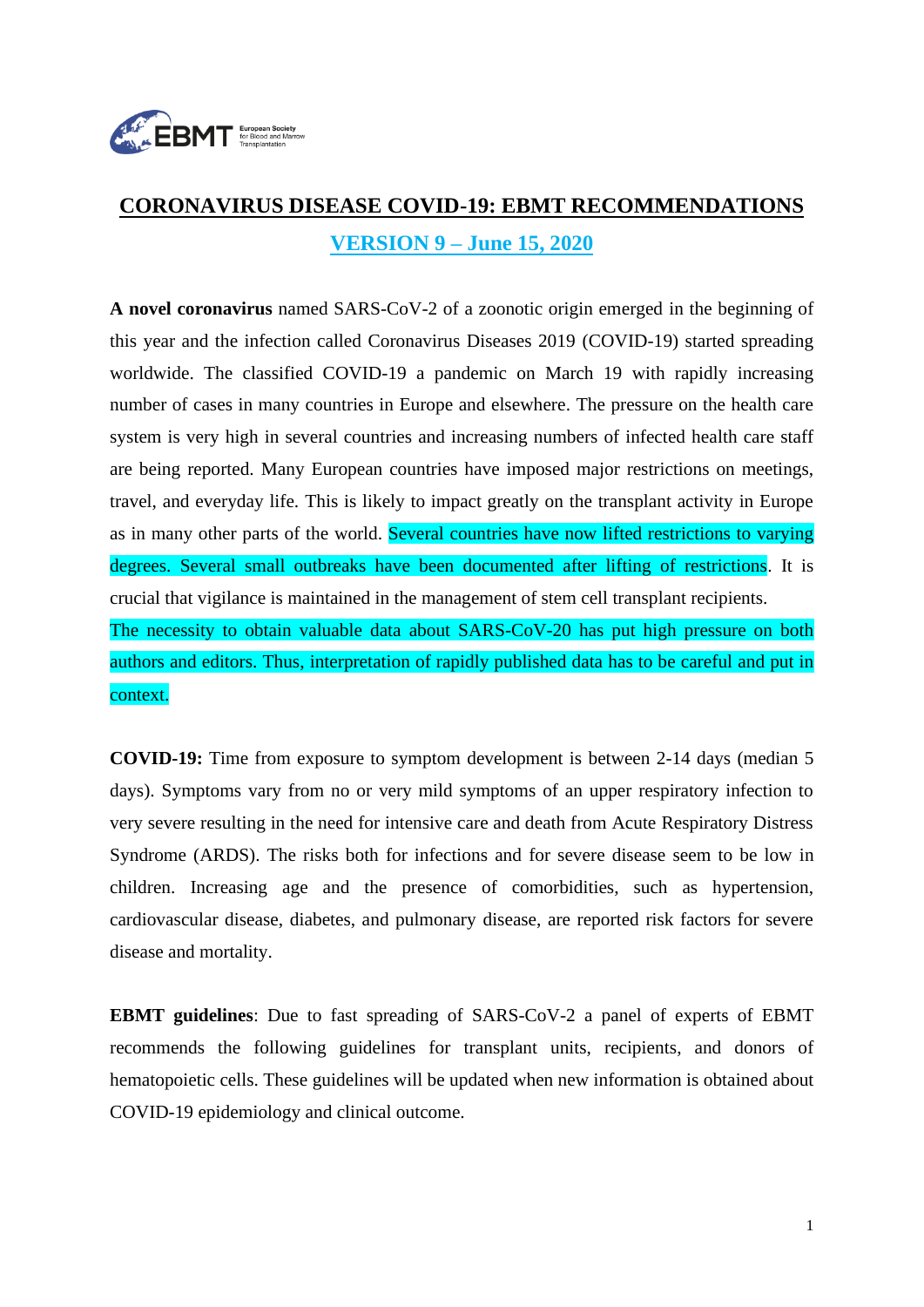# CORONAVIRUS DISEASE COVID-19: EBMT RECOMMENDATIONS

## VERSION 9 – June 15, 2020

**A novel coronavirus** named SARS-CoV-2 of a zoonotic origin emerged in the beginning of this year and the infection called Coronavirus Diseases 2019 (COVID-19) started spreading worldwide. The classified COVID-19 a pandemic on March 19 with rapidly increasing number of cases in many countries in Europe and elsewhere. The pressure on the health care system is very high in several countries and increasing numbers of infected health care staff are being reported. Many European countries have imposed major restrictions on meetings, travel, and everyday life. This is likely to impact greatly on the transplant activity in Europe as in many other parts of the world. Several countries have now lifted restrictions to varying degrees. Several small outbreaks have been documented after lifting of restrictions. It is crucial that vigilance is maintained in the management of stem cell transplant recipients.
The necessity to obtain valuable data about SARS-CoV-20 has put high pressure on both authors and editors. Thus, interpretation of rapidly published data has to be careful and put in context.

**COVID-19:** Time from exposure to symptom development is between 2-14 days (median 5 days). Symptoms vary from no or very mild symptoms of an upper respiratory infection to very severe resulting in the need for intensive care and death from Acute Respiratory Distress Syndrome (ARDS). The risks both for infections and for severe disease seem to be low in children. Increasing age and the presence of comorbidities, such as hypertension, cardiovascular disease, diabetes, and pulmonary disease, are reported risk factors for severe disease and mortality.

**EBMT guidelines**: Due to fast spreading of SARS-CoV-2 a panel of experts of EBMT recommends the following guidelines for transplant units, recipients, and donors of hematopoietic cells. These guidelines will be updated when new information is obtained about COVID-19 epidemiology and clinical outcome.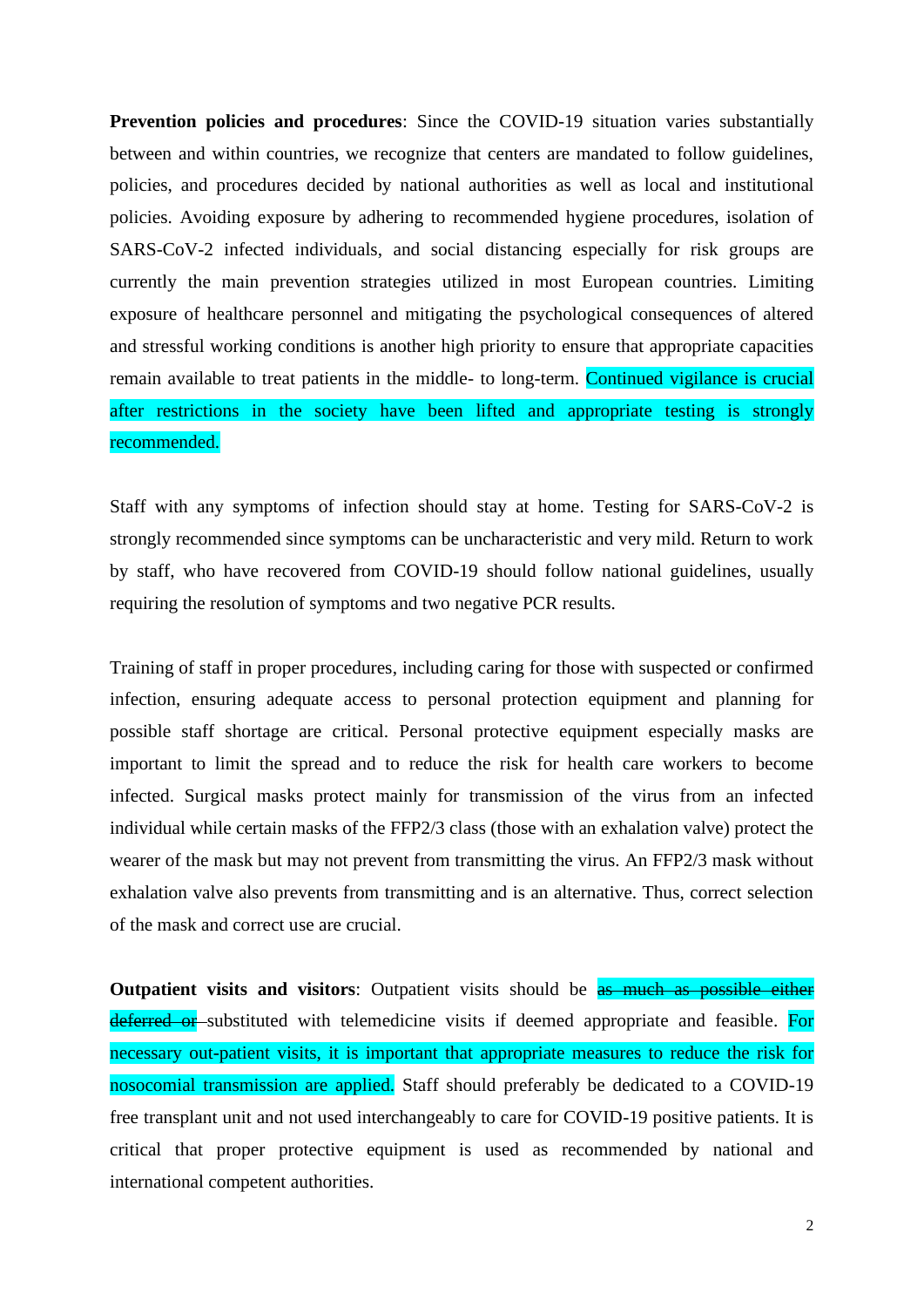**Prevention policies and procedures**: Since the COVID-19 situation varies substantially between and within countries, we recognize that centers are mandated to follow guidelines, policies, and procedures decided by national authorities as well as local and institutional policies. Avoiding exposure by adhering to recommended hygiene procedures, isolation of SARS-CoV-2 infected individuals, and social distancing especially for risk groups are currently the main prevention strategies utilized in most European countries. Limiting exposure of healthcare personnel and mitigating the psychological consequences of altered and stressful working conditions is another high priority to ensure that appropriate capacities remain available to treat patients in the middle- to long-term. Continued vigilance is crucial after restrictions in the society have been lifted and appropriate testing is strongly recommended.

Staff with any symptoms of infection should stay at home. Testing for SARS-CoV-2 is strongly recommended since symptoms can be uncharacteristic and very mild. Return to work by staff, who have recovered from COVID-19 should follow national guidelines, usually requiring the resolution of symptoms and two negative PCR results.

Training of staff in proper procedures, including caring for those with suspected or confirmed infection, ensuring adequate access to personal protection equipment and planning for possible staff shortage are critical. Personal protective equipment especially masks are important to limit the spread and to reduce the risk for health care workers to become infected. Surgical masks protect mainly for transmission of the virus from an infected individual while certain masks of the FFP2/3 class (those with an exhalation valve) protect the wearer of the mask but may not prevent from transmitting the virus. An FFP2/3 mask without exhalation valve also prevents from transmitting and is an alternative. Thus, correct selection of the mask and correct use are crucial.

**Outpatient visits and visitors**: Outpatient visits should be ~~as much as possible either deferred or~~ substituted with telemedicine visits if deemed appropriate and feasible. For necessary out-patient visits, it is important that appropriate measures to reduce the risk for nosocomial transmission are applied. Staff should preferably be dedicated to a COVID-19 free transplant unit and not used interchangeably to care for COVID-19 positive patients. It is critical that proper protective equipment is used as recommended by national and international competent authorities.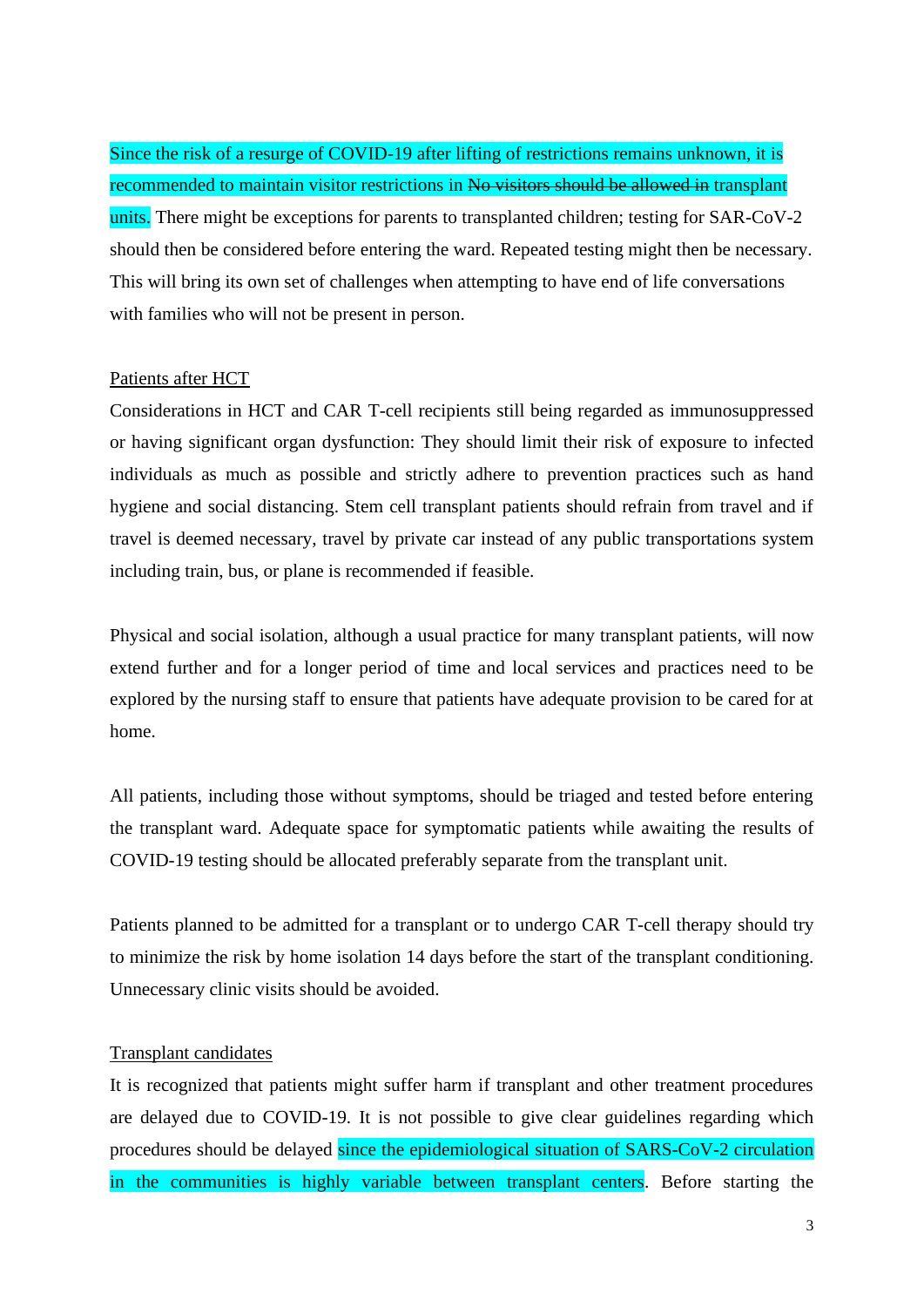Since the risk of a resurge of COVID-19 after lifting of restrictions remains unknown, it is recommended to maintain visitor restrictions in ~~No visitors should be allowed in~~ transplant units. There might be exceptions for parents to transplanted children; testing for SAR-CoV-2 should then be considered before entering the ward. Repeated testing might then be necessary. This will bring its own set of challenges when attempting to have end of life conversations with families who will not be present in person.

<u>Patients after HCT</u>

Considerations in HCT and CAR T-cell recipients still being regarded as immunosuppressed or having significant organ dysfunction: They should limit their risk of exposure to infected individuals as much as possible and strictly adhere to prevention practices such as hand hygiene and social distancing. Stem cell transplant patients should refrain from travel and if travel is deemed necessary, travel by private car instead of any public transportations system including train, bus, or plane is recommended if feasible.

Physical and social isolation, although a usual practice for many transplant patients, will now extend further and for a longer period of time and local services and practices need to be explored by the nursing staff to ensure that patients have adequate provision to be cared for at home.

All patients, including those without symptoms, should be triaged and tested before entering the transplant ward. Adequate space for symptomatic patients while awaiting the results of COVID-19 testing should be allocated preferably separate from the transplant unit.

Patients planned to be admitted for a transplant or to undergo CAR T-cell therapy should try to minimize the risk by home isolation 14 days before the start of the transplant conditioning. Unnecessary clinic visits should be avoided.

<u>Transplant candidates</u>

It is recognized that patients might suffer harm if transplant and other treatment procedures are delayed due to COVID-19. It is not possible to give clear guidelines regarding which procedures should be delayed since the epidemiological situation of SARS-CoV-2 circulation in the communities is highly variable between transplant centers. Before starting the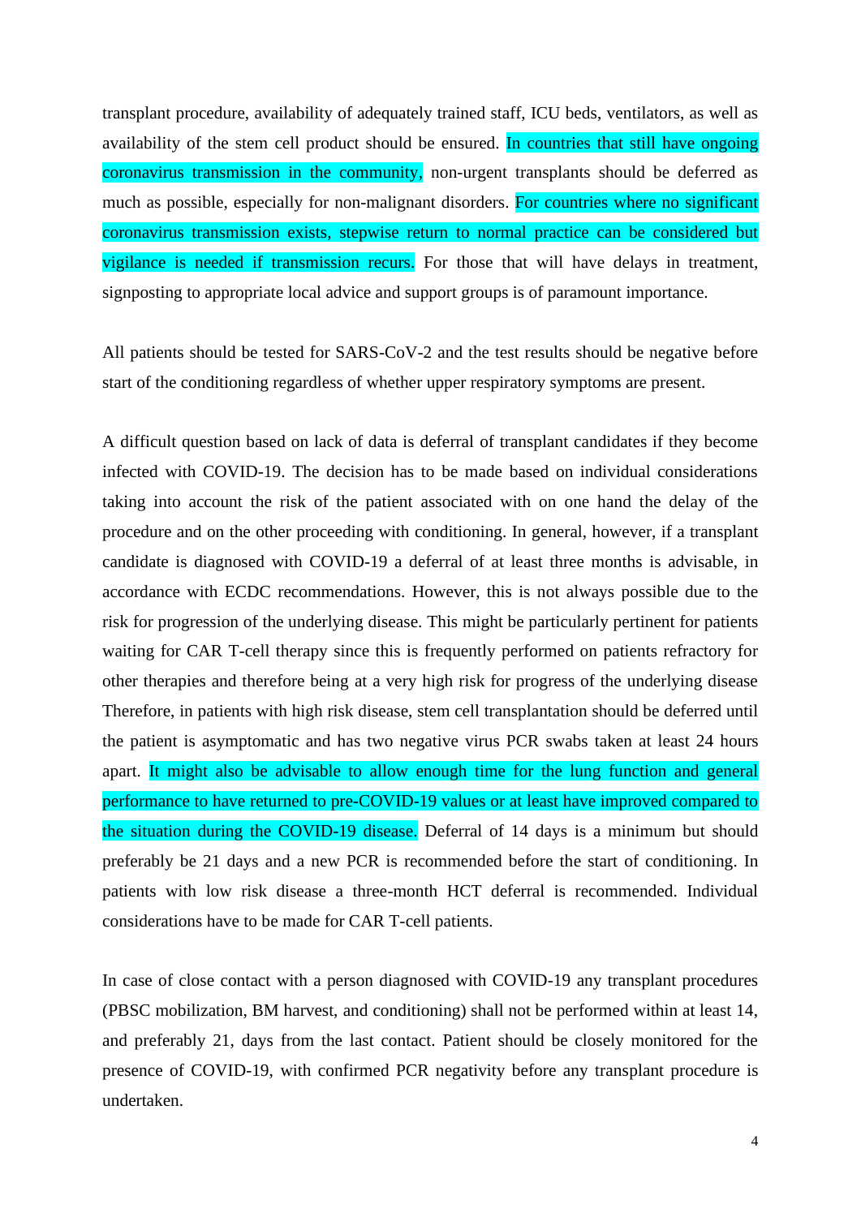transplant procedure, availability of adequately trained staff, ICU beds, ventilators, as well as availability of the stem cell product should be ensured. In countries that still have ongoing coronavirus transmission in the community, non-urgent transplants should be deferred as much as possible, especially for non-malignant disorders. For countries where no significant coronavirus transmission exists, stepwise return to normal practice can be considered but vigilance is needed if transmission recurs. For those that will have delays in treatment, signposting to appropriate local advice and support groups is of paramount importance.

All patients should be tested for SARS-CoV-2 and the test results should be negative before start of the conditioning regardless of whether upper respiratory symptoms are present.

A difficult question based on lack of data is deferral of transplant candidates if they become infected with COVID-19. The decision has to be made based on individual considerations taking into account the risk of the patient associated with on one hand the delay of the procedure and on the other proceeding with conditioning. In general, however, if a transplant candidate is diagnosed with COVID-19 a deferral of at least three months is advisable, in accordance with ECDC recommendations. However, this is not always possible due to the risk for progression of the underlying disease. This might be particularly pertinent for patients waiting for CAR T-cell therapy since this is frequently performed on patients refractory for other therapies and therefore being at a very high risk for progress of the underlying disease Therefore, in patients with high risk disease, stem cell transplantation should be deferred until the patient is asymptomatic and has two negative virus PCR swabs taken at least 24 hours apart. It might also be advisable to allow enough time for the lung function and general performance to have returned to pre-COVID-19 values or at least have improved compared to the situation during the COVID-19 disease. Deferral of 14 days is a minimum but should preferably be 21 days and a new PCR is recommended before the start of conditioning. In patients with low risk disease a three-month HCT deferral is recommended. Individual considerations have to be made for CAR T-cell patients.

In case of close contact with a person diagnosed with COVID-19 any transplant procedures (PBSC mobilization, BM harvest, and conditioning) shall not be performed within at least 14, and preferably 21, days from the last contact. Patient should be closely monitored for the presence of COVID-19, with confirmed PCR negativity before any transplant procedure is undertaken.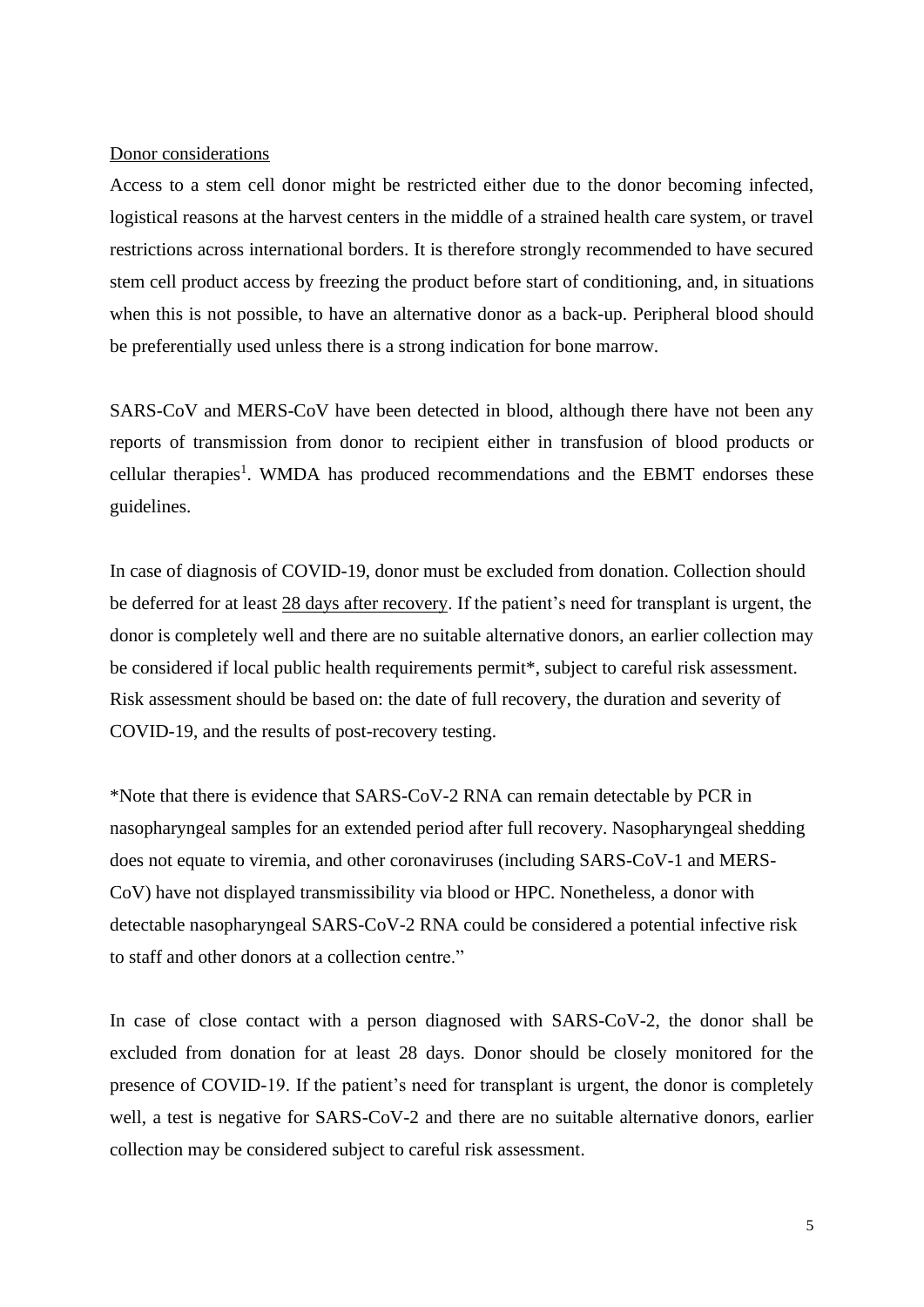Donor considerations

Access to a stem cell donor might be restricted either due to the donor becoming infected, logistical reasons at the harvest centers in the middle of a strained health care system, or travel restrictions across international borders. It is therefore strongly recommended to have secured stem cell product access by freezing the product before start of conditioning, and, in situations when this is not possible, to have an alternative donor as a back-up. Peripheral blood should be preferentially used unless there is a strong indication for bone marrow.

SARS-CoV and MERS-CoV have been detected in blood, although there have not been any reports of transmission from donor to recipient either in transfusion of blood products or cellular therapies[1]. WMDA has produced recommendations and the EBMT endorses these guidelines.

In case of diagnosis of COVID-19, donor must be excluded from donation. Collection should be deferred for at least 28 days after recovery. If the patient's need for transplant is urgent, the donor is completely well and there are no suitable alternative donors, an earlier collection may be considered if local public health requirements permit*, subject to careful risk assessment. Risk assessment should be based on: the date of full recovery, the duration and severity of COVID-19, and the results of post-recovery testing.

*Note that there is evidence that SARS-CoV-2 RNA can remain detectable by PCR in nasopharyngeal samples for an extended period after full recovery. Nasopharyngeal shedding does not equate to viremia, and other coronaviruses (including SARS-CoV-1 and MERS-CoV) have not displayed transmissibility via blood or HPC. Nonetheless, a donor with detectable nasopharyngeal SARS-CoV-2 RNA could be considered a potential infective risk to staff and other donors at a collection centre."

In case of close contact with a person diagnosed with SARS-CoV-2, the donor shall be excluded from donation for at least 28 days. Donor should be closely monitored for the presence of COVID-19. If the patient's need for transplant is urgent, the donor is completely well, a test is negative for SARS-CoV-2 and there are no suitable alternative donors, earlier collection may be considered subject to careful risk assessment.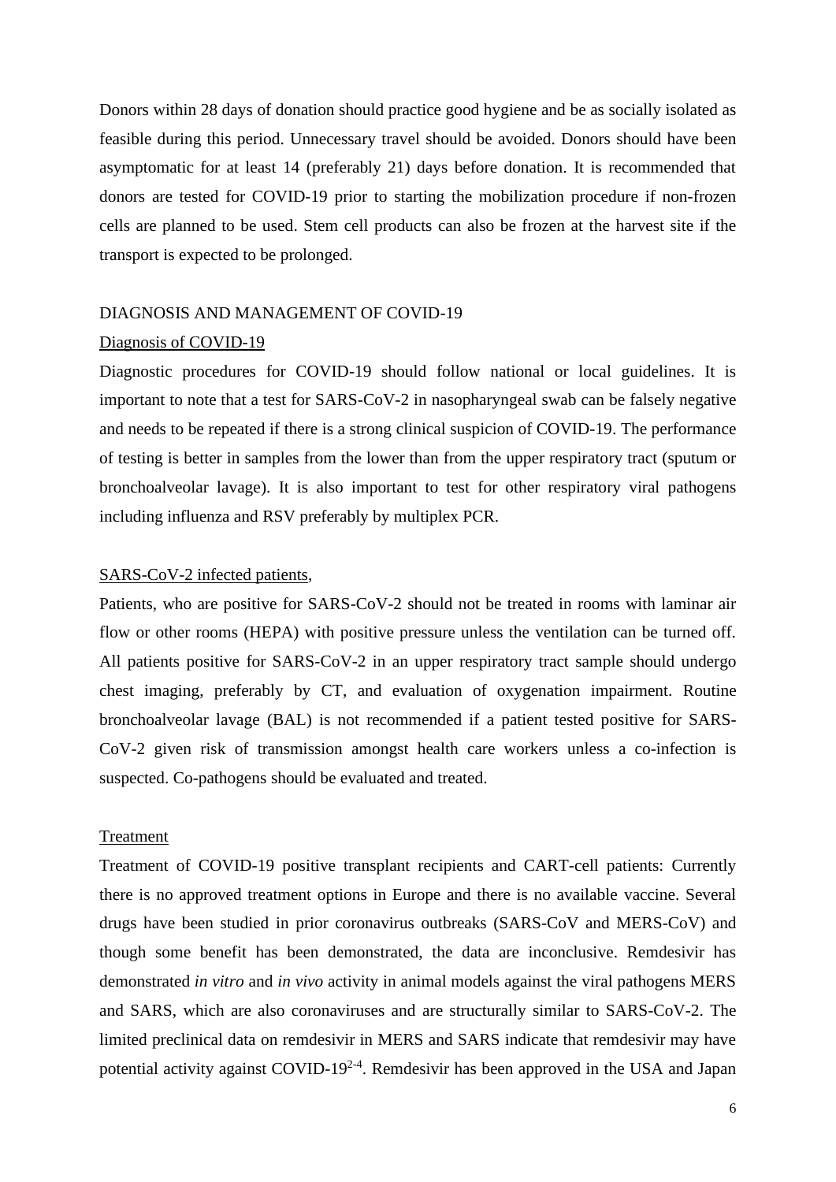Donors within 28 days of donation should practice good hygiene and be as socially isolated as feasible during this period. Unnecessary travel should be avoided. Donors should have been asymptomatic for at least 14 (preferably 21) days before donation. It is recommended that donors are tested for COVID-19 prior to starting the mobilization procedure if non-frozen cells are planned to be used. Stem cell products can also be frozen at the harvest site if the transport is expected to be prolonged.

## DIAGNOSIS AND MANAGEMENT OF COVID-19

### Diagnosis of COVID-19

Diagnostic procedures for COVID-19 should follow national or local guidelines. It is important to note that a test for SARS-CoV-2 in nasopharyngeal swab can be falsely negative and needs to be repeated if there is a strong clinical suspicion of COVID-19. The performance of testing is better in samples from the lower than from the upper respiratory tract (sputum or bronchoalveolar lavage). It is also important to test for other respiratory viral pathogens including influenza and RSV preferably by multiplex PCR.

### SARS-CoV-2 infected patients,

Patients, who are positive for SARS-CoV-2 should not be treated in rooms with laminar air flow or other rooms (HEPA) with positive pressure unless the ventilation can be turned off. All patients positive for SARS-CoV-2 in an upper respiratory tract sample should undergo chest imaging, preferably by CT, and evaluation of oxygenation impairment. Routine bronchoalveolar lavage (BAL) is not recommended if a patient tested positive for SARS-CoV-2 given risk of transmission amongst health care workers unless a co-infection is suspected. Co-pathogens should be evaluated and treated.

### Treatment

Treatment of COVID-19 positive transplant recipients and CART-cell patients: Currently there is no approved treatment options in Europe and there is no available vaccine. Several drugs have been studied in prior coronavirus outbreaks (SARS-CoV and MERS-CoV) and though some benefit has been demonstrated, the data are inconclusive. Remdesivir has demonstrated *in vitro* and *in vivo* activity in animal models against the viral pathogens MERS and SARS, which are also coronaviruses and are structurally similar to SARS-CoV-2. The limited preclinical data on remdesivir in MERS and SARS indicate that remdesivir may have potential activity against COVID-19[2-4]. Remdesivir has been approved in the USA and Japan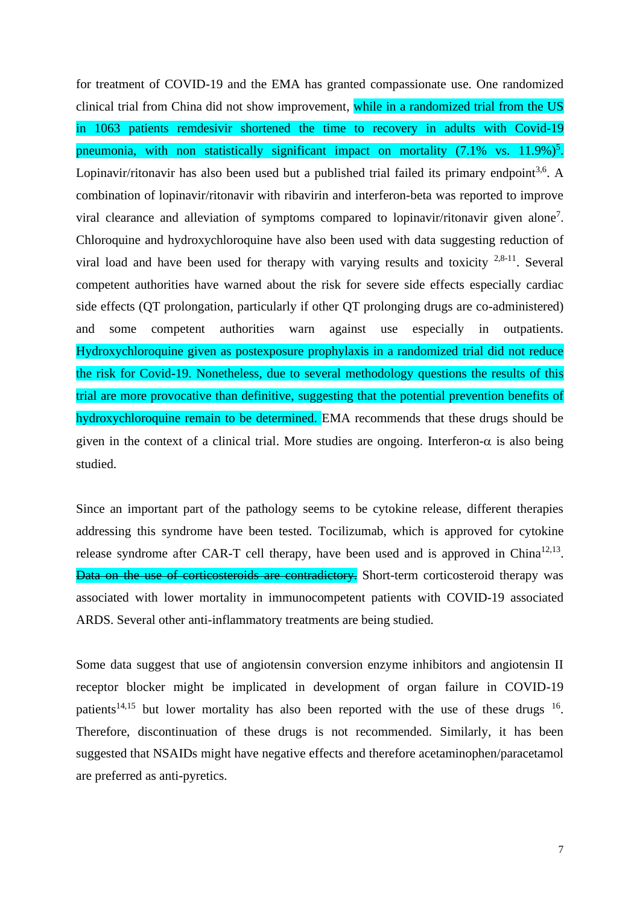for treatment of COVID-19 and the EMA has granted compassionate use. One randomized clinical trial from China did not show improvement, while in a randomized trial from the US in 1063 patients remdesivir shortened the time to recovery in adults with Covid-19 pneumonia, with non statistically significant impact on mortality (7.1% vs. 11.9%)[5]. Lopinavir/ritonavir has also been used but a published trial failed its primary endpoint[3,6]. A combination of lopinavir/ritonavir with ribavirin and interferon-beta was reported to improve viral clearance and alleviation of symptoms compared to lopinavir/ritonavir given alone[7]. Chloroquine and hydroxychloroquine have also been used with data suggesting reduction of viral load and have been used for therapy with varying results and toxicity [2,8-11]. Several competent authorities have warned about the risk for severe side effects especially cardiac side effects (QT prolongation, particularly if other QT prolonging drugs are co-administered) and some competent authorities warn against use especially in outpatients. Hydroxychloroquine given as postexposure prophylaxis in a randomized trial did not reduce the risk for Covid-19. Nonetheless, due to several methodology questions the results of this trial are more provocative than definitive, suggesting that the potential prevention benefits of hydroxychloroquine remain to be determined. EMA recommends that these drugs should be given in the context of a clinical trial. More studies are ongoing. Interferon-α is also being studied.

Since an important part of the pathology seems to be cytokine release, different therapies addressing this syndrome have been tested. Tocilizumab, which is approved for cytokine release syndrome after CAR-T cell therapy, have been used and is approved in China[12,13]. ~~Data on the use of corticosteroids are contradictory.~~ Short-term corticosteroid therapy was associated with lower mortality in immunocompetent patients with COVID-19 associated ARDS. Several other anti-inflammatory treatments are being studied.

Some data suggest that use of angiotensin conversion enzyme inhibitors and angiotensin II receptor blocker might be implicated in development of organ failure in COVID-19 patients[14,15] but lower mortality has also been reported with the use of these drugs [16]. Therefore, discontinuation of these drugs is not recommended. Similarly, it has been suggested that NSAIDs might have negative effects and therefore acetaminophen/paracetamol are preferred as anti-pyretics.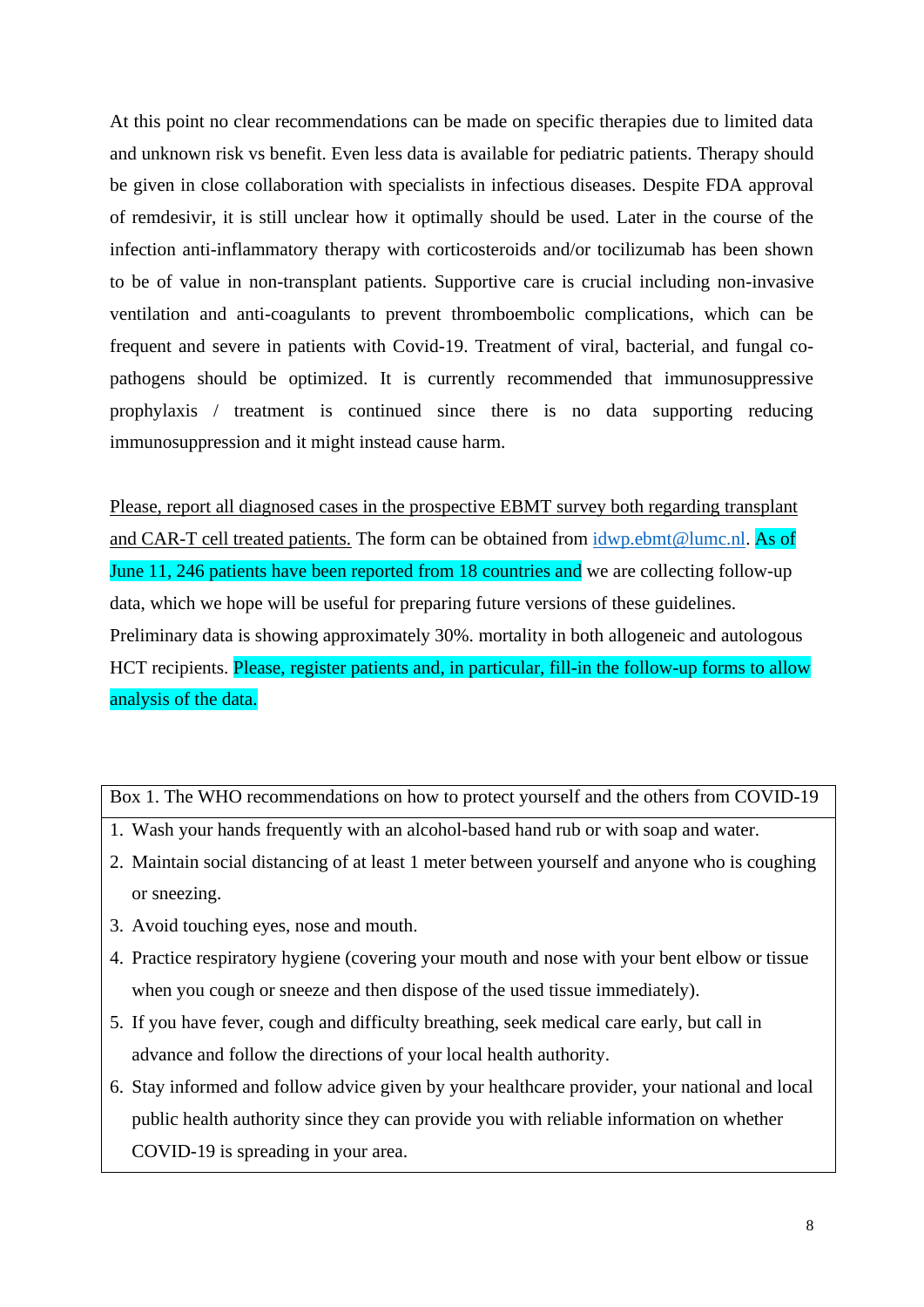At this point no clear recommendations can be made on specific therapies due to limited data and unknown risk vs benefit. Even less data is available for pediatric patients. Therapy should be given in close collaboration with specialists in infectious diseases. Despite FDA approval of remdesivir, it is still unclear how it optimally should be used. Later in the course of the infection anti-inflammatory therapy with corticosteroids and/or tocilizumab has been shown to be of value in non-transplant patients. Supportive care is crucial including non-invasive ventilation and anti-coagulants to prevent thromboembolic complications, which can be frequent and severe in patients with Covid-19. Treatment of viral, bacterial, and fungal co-pathogens should be optimized. It is currently recommended that immunosuppressive prophylaxis / treatment is continued since there is no data supporting reducing immunosuppression and it might instead cause harm.

Please, report all diagnosed cases in the prospective EBMT survey both regarding transplant and CAR-T cell treated patients. The form can be obtained from idwp.ebmt@lumc.nl. As of June 11, 246 patients have been reported from 18 countries and we are collecting follow-up data, which we hope will be useful for preparing future versions of these guidelines. Preliminary data is showing approximately 30%. mortality in both allogeneic and autologous HCT recipients. Please, register patients and, in particular, fill-in the follow-up forms to allow analysis of the data.

| Box 1. The WHO recommendations on how to protect yourself and the others from COVID-19 |
| --- |
| 1. Wash your hands frequently with an alcohol-based hand rub or with soap and water.<br>2. Maintain social distancing of at least 1 meter between yourself and anyone who is coughing or sneezing.<br>3. Avoid touching eyes, nose and mouth.<br>4. Practice respiratory hygiene (covering your mouth and nose with your bent elbow or tissue when you cough or sneeze and then dispose of the used tissue immediately).<br>5. If you have fever, cough and difficulty breathing, seek medical care early, but call in advance and follow the directions of your local health authority.<br>6. Stay informed and follow advice given by your healthcare provider, your national and local public health authority since they can provide you with reliable information on whether COVID-19 is spreading in your area. |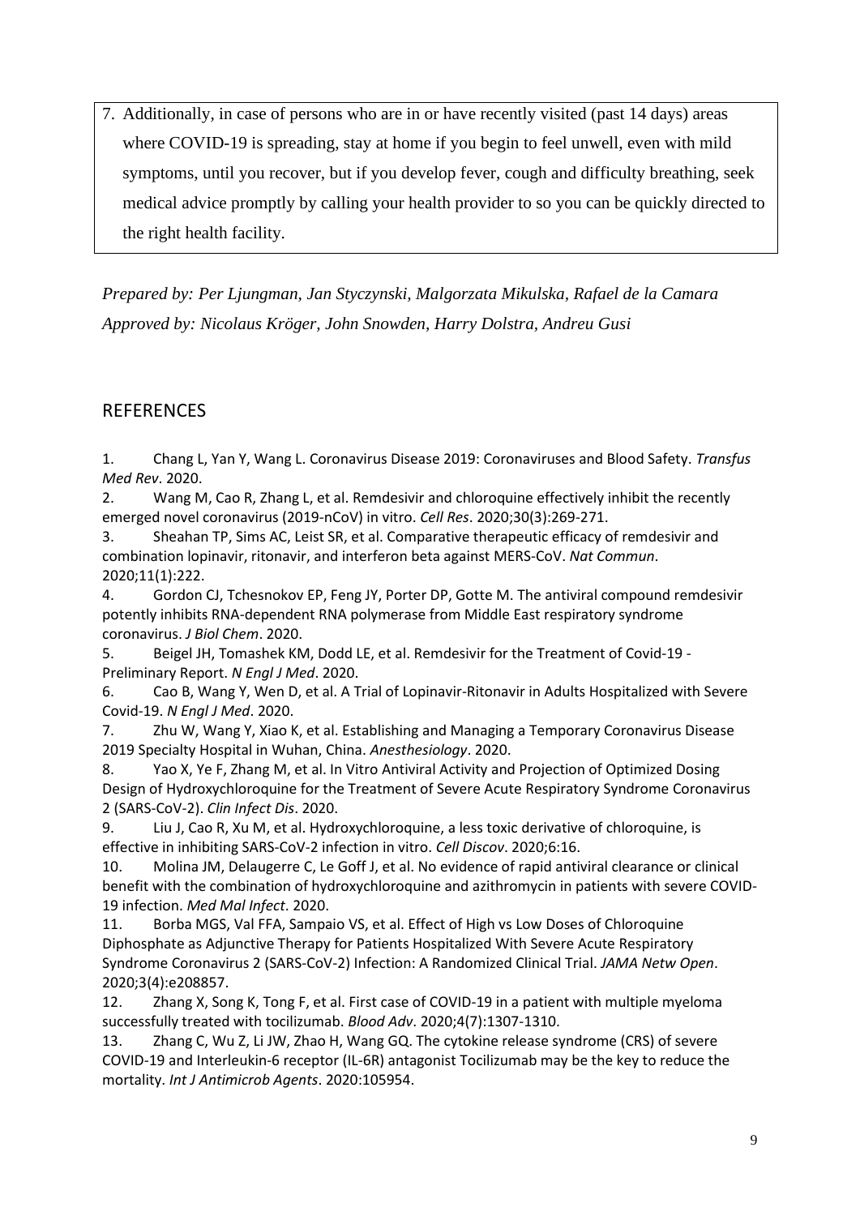7. Additionally, in case of persons who are in or have recently visited (past 14 days) areas where COVID-19 is spreading, stay at home if you begin to feel unwell, even with mild symptoms, until you recover, but if you develop fever, cough and difficulty breathing, seek medical advice promptly by calling your health provider to so you can be quickly directed to the right health facility.

*Prepared by: Per Ljungman, Jan Styczynski, Malgorzata Mikulska, Rafael de la Camara*
*Approved by: Nicolaus Kröger, John Snowden, Harry Dolstra, Andreu Gusi*

## REFERENCES

1. Chang L, Yan Y, Wang L. Coronavirus Disease 2019: Coronaviruses and Blood Safety. *Transfus Med Rev*. 2020.
2. Wang M, Cao R, Zhang L, et al. Remdesivir and chloroquine effectively inhibit the recently emerged novel coronavirus (2019-nCoV) in vitro. *Cell Res*. 2020;30(3):269-271.
3. Sheahan TP, Sims AC, Leist SR, et al. Comparative therapeutic efficacy of remdesivir and combination lopinavir, ritonavir, and interferon beta against MERS-CoV. *Nat Commun*. 2020;11(1):222.
4. Gordon CJ, Tchesnokov EP, Feng JY, Porter DP, Gotte M. The antiviral compound remdesivir potently inhibits RNA-dependent RNA polymerase from Middle East respiratory syndrome coronavirus. *J Biol Chem*. 2020.
5. Beigel JH, Tomashek KM, Dodd LE, et al. Remdesivir for the Treatment of Covid-19 - Preliminary Report. *N Engl J Med*. 2020.
6. Cao B, Wang Y, Wen D, et al. A Trial of Lopinavir-Ritonavir in Adults Hospitalized with Severe Covid-19. *N Engl J Med*. 2020.
7. Zhu W, Wang Y, Xiao K, et al. Establishing and Managing a Temporary Coronavirus Disease 2019 Specialty Hospital in Wuhan, China. *Anesthesiology*. 2020.
8. Yao X, Ye F, Zhang M, et al. In Vitro Antiviral Activity and Projection of Optimized Dosing Design of Hydroxychloroquine for the Treatment of Severe Acute Respiratory Syndrome Coronavirus 2 (SARS-CoV-2). *Clin Infect Dis*. 2020.
9. Liu J, Cao R, Xu M, et al. Hydroxychloroquine, a less toxic derivative of chloroquine, is effective in inhibiting SARS-CoV-2 infection in vitro. *Cell Discov*. 2020;6:16.
10. Molina JM, Delaugerre C, Le Goff J, et al. No evidence of rapid antiviral clearance or clinical benefit with the combination of hydroxychloroquine and azithromycin in patients with severe COVID-19 infection. *Med Mal Infect*. 2020.
11. Borba MGS, Val FFA, Sampaio VS, et al. Effect of High vs Low Doses of Chloroquine Diphosphate as Adjunctive Therapy for Patients Hospitalized With Severe Acute Respiratory Syndrome Coronavirus 2 (SARS-CoV-2) Infection: A Randomized Clinical Trial. *JAMA Netw Open*. 2020;3(4):e208857.
12. Zhang X, Song K, Tong F, et al. First case of COVID-19 in a patient with multiple myeloma successfully treated with tocilizumab. *Blood Adv*. 2020;4(7):1307-1310.
13. Zhang C, Wu Z, Li JW, Zhao H, Wang GQ. The cytokine release syndrome (CRS) of severe COVID-19 and Interleukin-6 receptor (IL-6R) antagonist Tocilizumab may be the key to reduce the mortality. *Int J Antimicrob Agents*. 2020:105954.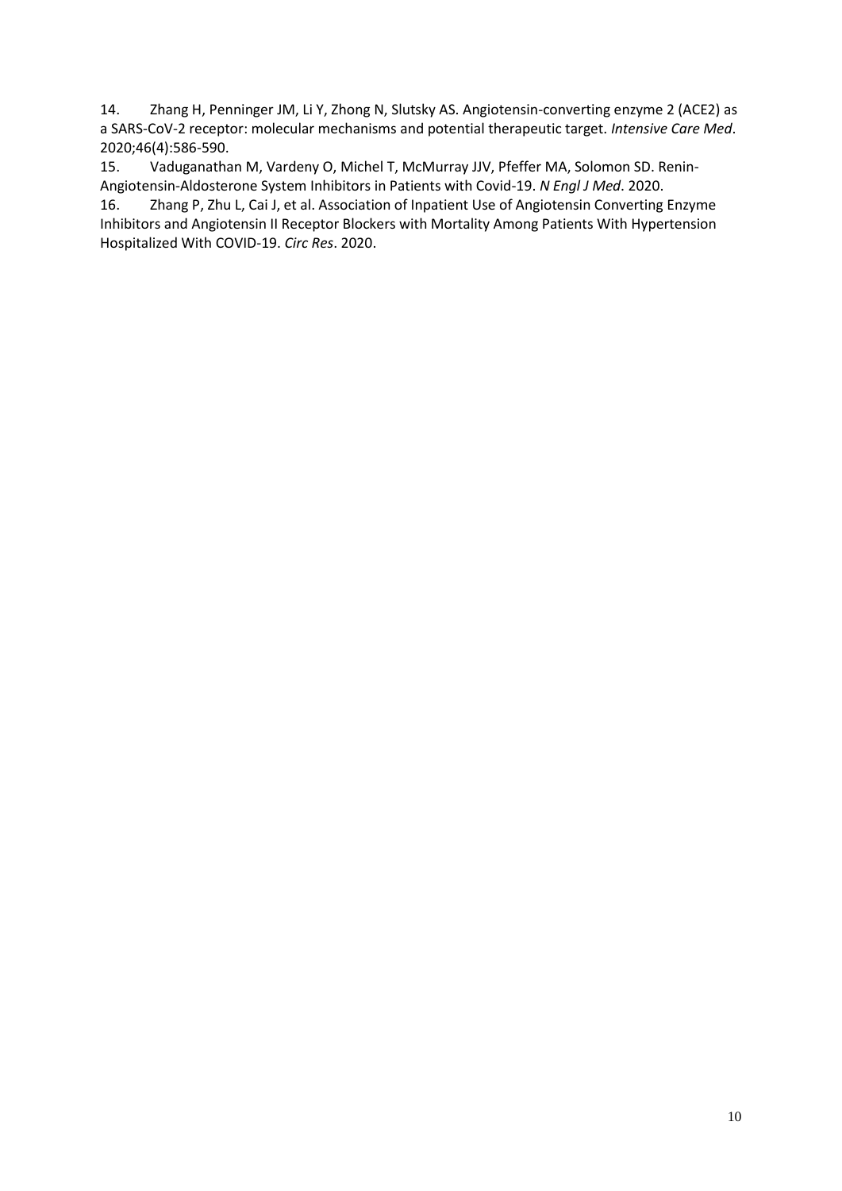14. Zhang H, Penninger JM, Li Y, Zhong N, Slutsky AS. Angiotensin-converting enzyme 2 (ACE2) as a SARS-CoV-2 receptor: molecular mechanisms and potential therapeutic target. *Intensive Care Med*. 2020;46(4):586-590.
15. Vaduganathan M, Vardeny O, Michel T, McMurray JJV, Pfeffer MA, Solomon SD. Renin-Angiotensin-Aldosterone System Inhibitors in Patients with Covid-19. *N Engl J Med*. 2020.
16. Zhang P, Zhu L, Cai J, et al. Association of Inpatient Use of Angiotensin Converting Enzyme Inhibitors and Angiotensin II Receptor Blockers with Mortality Among Patients With Hypertension Hospitalized With COVID-19. *Circ Res*. 2020.